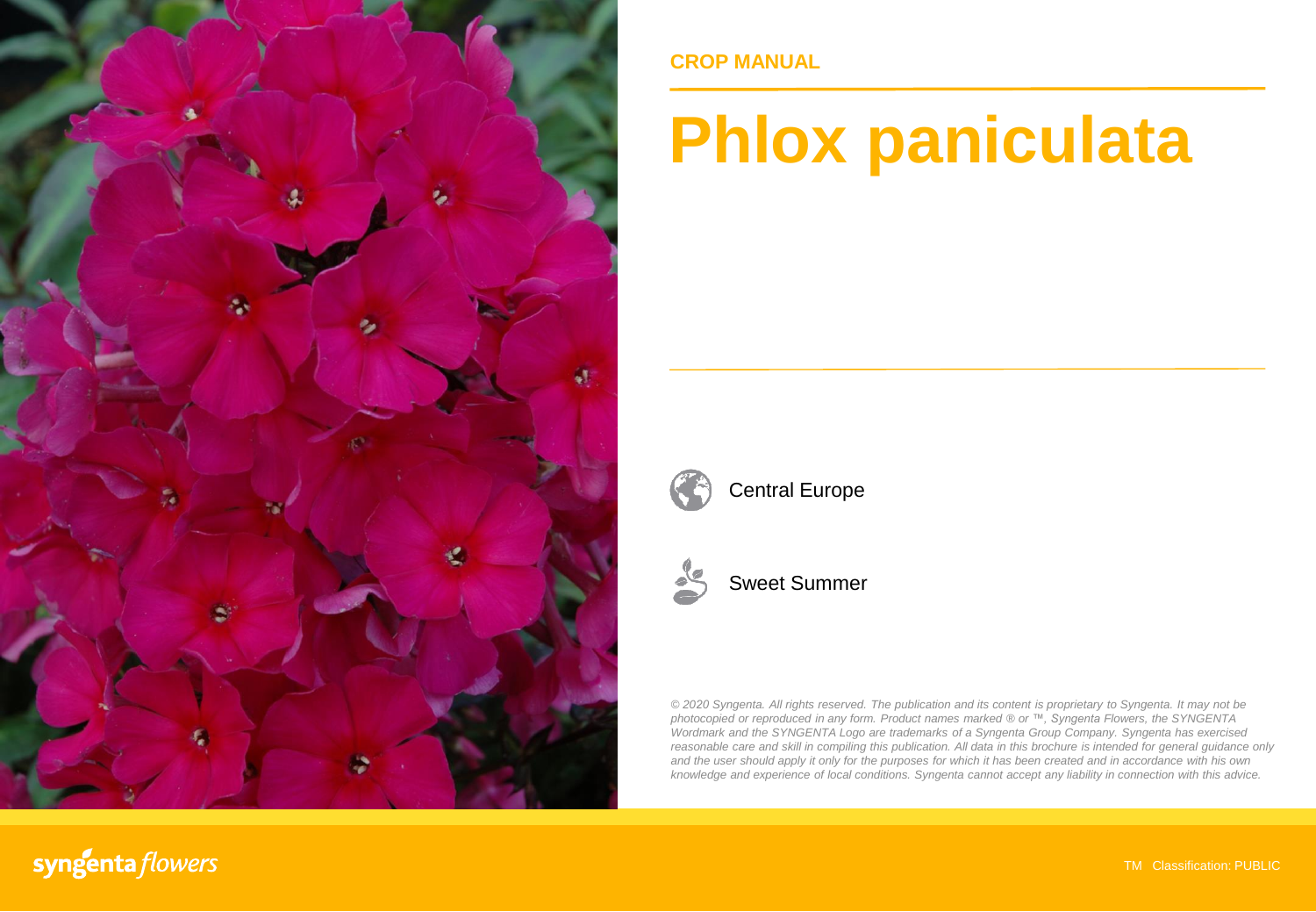CROP MANUAL

# Phlox paniculata

Central Europe

Sweet Summer

*© 2020 Syngenta. All rights reserved. The publication and its content is proprietary to Syngenta. It may not be photocopied or reproduced in any form. Product names marked ® or ™, Syngenta Flowers, the SYNGENTA Wordmark and the SYNGENTA Logo are trademarks of a Syngenta Group Company. Syngenta has exercised reasonable care and skill in compiling this publication. All data in this brochure is intended for general guidance only and the user should apply it only for the purposes for which it has been created and in accordance with his own knowledge and experience of local conditions. Syngenta cannot accept any liability in connection with this advice.*

syngenta flowers

TM Classification: PUBLIC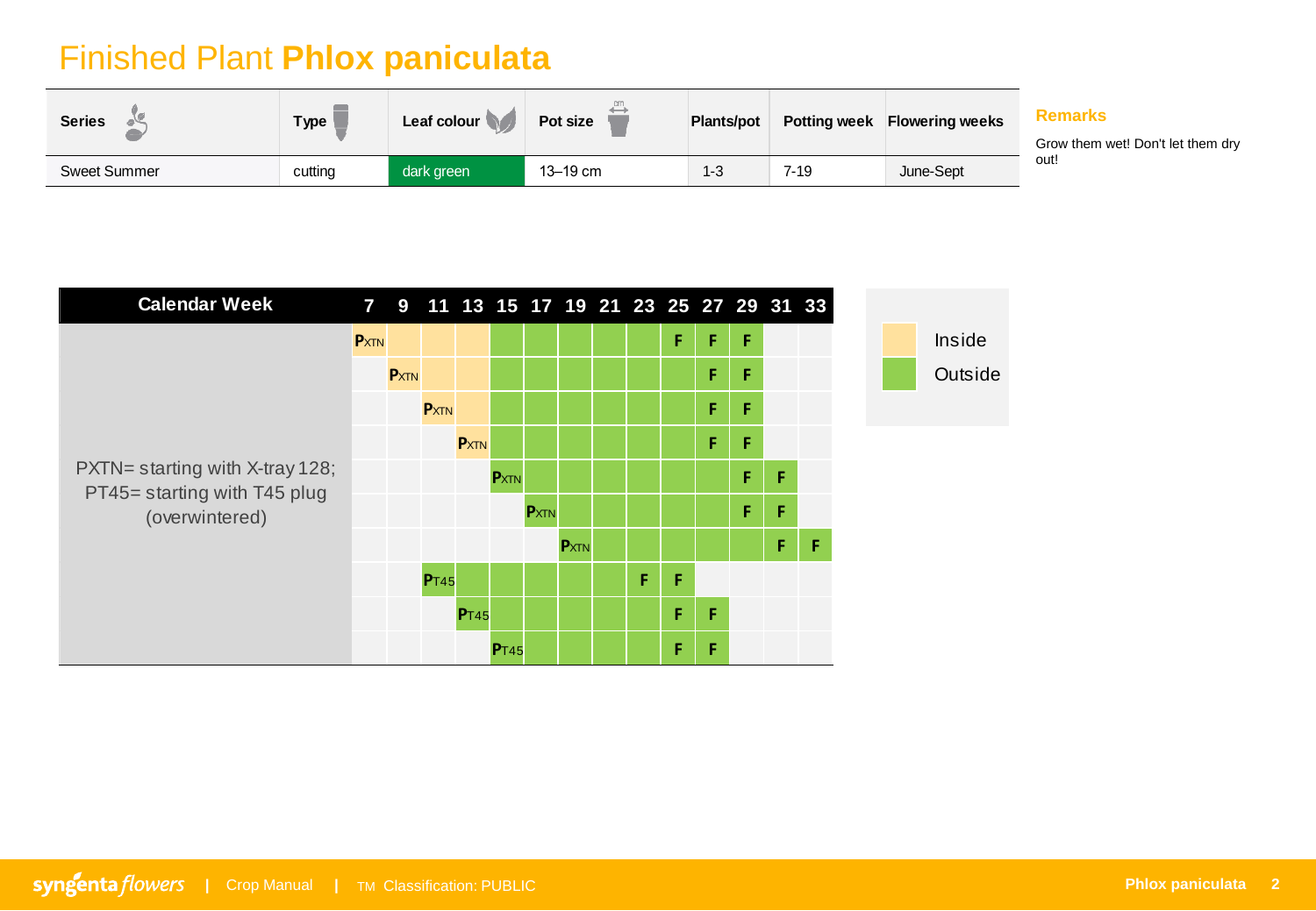# Finished Plant **Phlox paniculata**

| Series | Type | Leaf colour | Pot size | Plants/pot | Potting week | Flowering weeks |
|---|---|---|---|---|---|---|
| Sweet Summer | cutting | dark green | 13–19 cm | 1-3 | 7-19 | June-Sept |

**Remarks**

Grow them wet! Don't let them dry out!

| Calendar Week | 7 | 9 | 11 | 13 | 15 | 17 | 19 | 21 | 23 | 25 | 27 | 29 | 31 | 33 |
|---|---|---|---|---|---|---|---|---|---|---|---|---|---|---|
| PXTN= starting with X-tray 128; PT45= starting with T45 plug (overwintered) | PXTN | | | | | | | | | F | F | F | | |
| | | PXTN | | | | | | | | | F | F | | |
| | | | PXTN | | | | | | | | F | F | | |
| | | | | PXTN | | | | | | | F | F | | |
| | | | | | PXTN | | | | | | | F | F | |
| | | | | | | PXTN | | | | | | F | F | |
| | | | | | | | PXTN | | | | | | F | F |
| | | | PT45 | | | | | | F | F | | | | |
| | | | | PT45 | | | | | | F | F | | | |
| | | | | | PT45 | | | | | F | F | | | |

Inside

Outside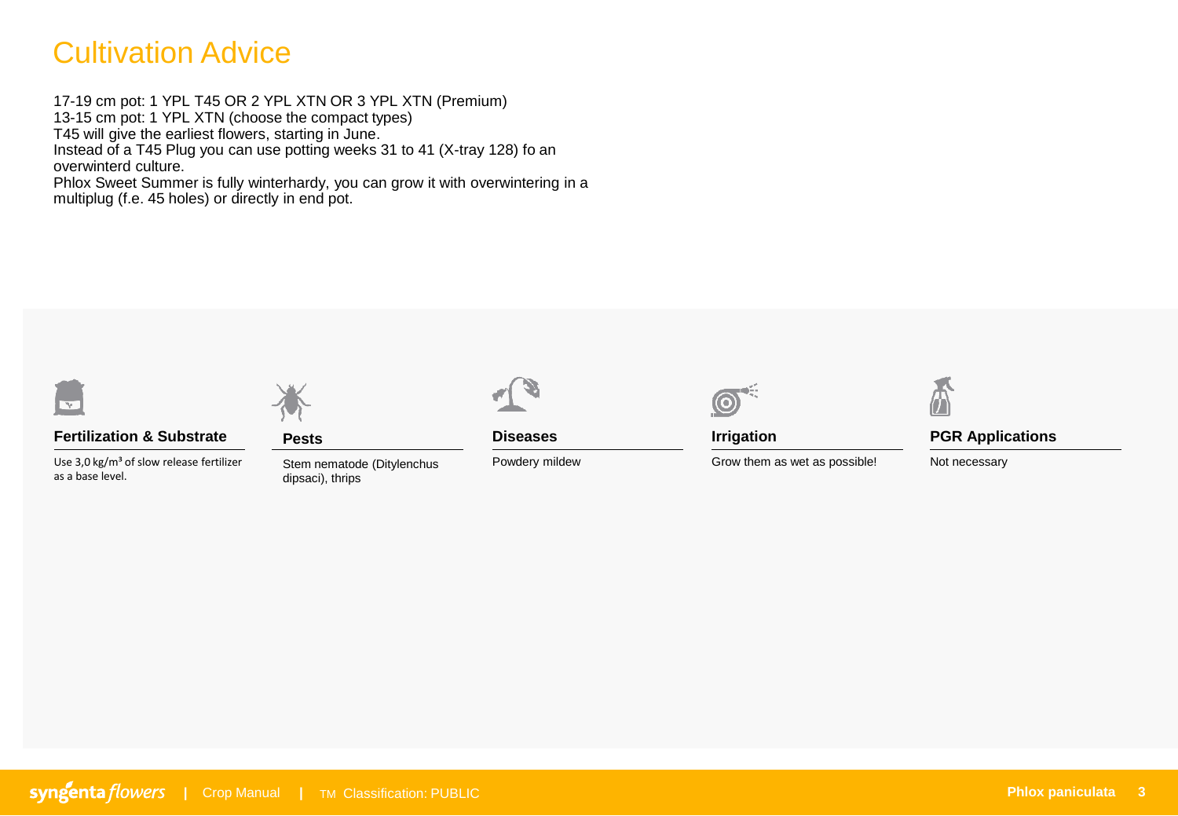# Cultivation Advice

17-19 cm pot: 1 YPL T45 OR 2 YPL XTN OR 3 YPL XTN (Premium)
13-15 cm pot: 1 YPL XTN (choose the compact types)
T45 will give the earliest flowers, starting in June.
Instead of a T45 Plug you can use potting weeks 31 to 41 (X-tray 128) fo an overwinterd culture.
Phlox Sweet Summer is fully winterhardy, you can grow it with overwintering in a multiplug (f.e. 45 holes) or directly in end pot.

### Fertilization & Substrate

Use 3,0 kg/m³ of slow release fertilizer as a base level.

### Pests

Stem nematode (Ditylenchus dipsaci), thrips

### Diseases

Powdery mildew

### Irrigation

Grow them as wet as possible!

### PGR Applications

Not necessary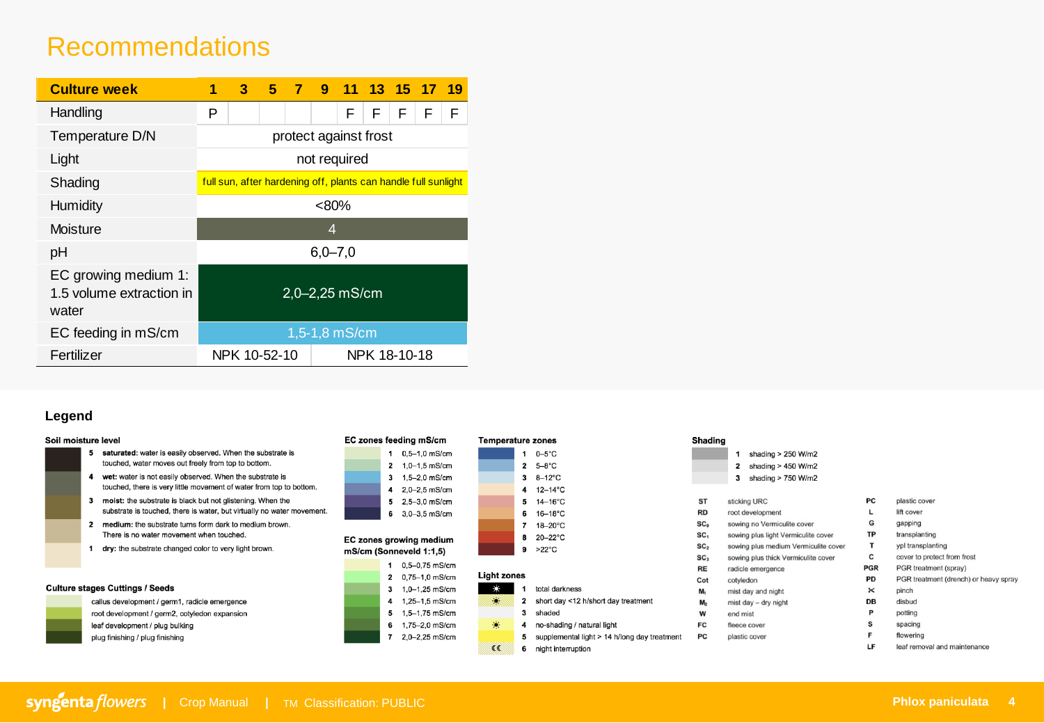# Recommendations

| Culture week | 1 | 3 | 5 | 7 | 9 | 11 | 13 | 15 | 17 | 19 |
|---|---|---|---|---|---|---|---|---|---|---|
| Handling | P | | | | | F | F | F | F | F |
| Temperature D/N | protect against frost | | | | | | | | | |
| Light | not required | | | | | | | | | |
| Shading | full sun, after hardening off, plants can handle full sunlight | | | | | | | | | |
| Humidity | <80% | | | | | | | | | |
| Moisture | 4 | | | | | | | | | |
| pH | 6,0–7,0 | | | | | | | | | |
| EC growing medium 1: 1.5 volume extraction in water | 2,0–2,25 mS/cm | | | | | | | | | |
| EC feeding in mS/cm | 1,5-1,8 mS/cm | | | | | | | | | |
| Fertilizer | NPK 10-52-10 | | | | NPK 18-10-18 | | | | | |

## Legend

**Soil moisture level**

- **5 saturated:** water is easily observed. When the substrate is touched, water moves out freely from top to bottom.
- **4 wet:** water is not easily observed. When the substrate is touched, there is very little movement of water from top to bottom.
- **3 moist:** the substrate is black but not glistening. When the substrate is touched, there is water, but virtually no water movement.
- **2 medium:** the substrate turns form dark to medium brown. There is no water movement when touched.
- **1 dry:** the substrate changed color to very light brown.

**Culture stages Cuttings / Seeds**

- callus development / germ1, radicle emergence
- root development / germ2, cotyledon expansion
- leaf development / plug bulking
- plug finishing / plug finishing

**EC zones feeding mS/cm**

1. 0,5–1,0 mS/cm
2. 1,0–1,5 mS/cm
3. 1,5–2,0 mS/cm
4. 2,0–2,5 mS/cm
5. 2,5–3,0 mS/cm
6. 3,0–3,5 mS/cm

**EC zones growing medium mS/cm (Sonneveld 1:1,5)**

1. 0,5–0,75 mS/cm
2. 0,75–1,0 mS/cm
3. 1,0–1,25 mS/cm
4. 1,25–1,5 mS/cm
5. 1,5–1,75 mS/cm
6. 1,75–2,0 mS/cm
7. 2,0–2,25 mS/cm

**Temperature zones**

1. 0–5°C
2. 5–8°C
3. 8–12°C
4. 12–14°C
5. 14–16°C
6. 16–18°C
7. 18–20°C
8. 20–22°C
9. >22°C

**Light zones**

1. total darkness
2. short day <12 h/short day treatment
3. shaded
4. no-shading / natural light
5. supplemental light > 14 h/long day treatment
6. night interruption

**Shading**

1. shading > 250 W/m2
2. shading > 450 W/m2
3. shading > 750 W/m2

| | | | |
|---|---|---|---|
| ST | sticking URC | PC | plastic cover |
| RD | root development | L | lift cover |
| $SC_0$ | sowing no Vermiculite cover | G | gapping |
| $SC_1$ | sowing plus light Vermiculite cover | TP | transplanting |
| $SC_2$ | sowing plus medium Vermiculite cover | T | ypl transplanting |
| $SC_3$ | sowing plus thick Vermiculite cover | C | cover to protect from frost |
| RE | radicle emergence | PGR | PGR treatment (spray) |
| Cot | cotyledon | PD | PGR treatment (drench) or heavy spray |
| $M_1$ | mist day and night | ✂ | pinch |
| $M_2$ | mist day – dry night | DB | disbud |
| W | end mist | P | potting |
| FC | fleece cover | S | spacing |
| PC | plastic cover | F | flowering |
| | | LF | leaf removal and maintenance |